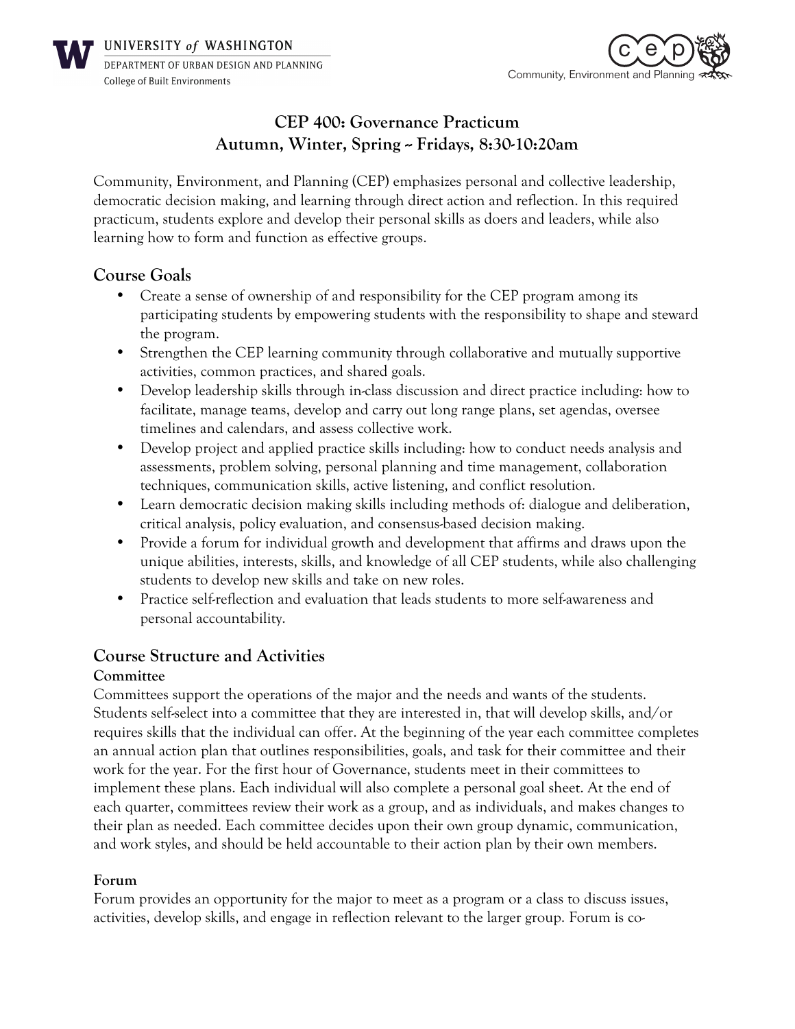UNIVERSITY of WASHINGTON
DEPARTMENT OF URBAN DESIGN AND PLANNING
College of Built Environments

Community, Environment and Planning

# CEP 400: Governance Practicum
## Autumn, Winter, Spring ~ Fridays, 8:30-10:20am

Community, Environment, and Planning (CEP) emphasizes personal and collective leadership, democratic decision making, and learning through direct action and reflection. In this required practicum, students explore and develop their personal skills as doers and leaders, while also learning how to form and function as effective groups.

## Course Goals

- Create a sense of ownership of and responsibility for the CEP program among its participating students by empowering students with the responsibility to shape and steward the program.
- Strengthen the CEP learning community through collaborative and mutually supportive activities, common practices, and shared goals.
- Develop leadership skills through in-class discussion and direct practice including: how to facilitate, manage teams, develop and carry out long range plans, set agendas, oversee timelines and calendars, and assess collective work.
- Develop project and applied practice skills including: how to conduct needs analysis and assessments, problem solving, personal planning and time management, collaboration techniques, communication skills, active listening, and conflict resolution.
- Learn democratic decision making skills including methods of: dialogue and deliberation, critical analysis, policy evaluation, and consensus-based decision making.
- Provide a forum for individual growth and development that affirms and draws upon the unique abilities, interests, skills, and knowledge of all CEP students, while also challenging students to develop new skills and take on new roles.
- Practice self-reflection and evaluation that leads students to more self-awareness and personal accountability.

## Course Structure and Activities

### Committee

Committees support the operations of the major and the needs and wants of the students. Students self-select into a committee that they are interested in, that will develop skills, and/or requires skills that the individual can offer. At the beginning of the year each committee completes an annual action plan that outlines responsibilities, goals, and task for their committee and their work for the year. For the first hour of Governance, students meet in their committees to implement these plans. Each individual will also complete a personal goal sheet. At the end of each quarter, committees review their work as a group, and as individuals, and makes changes to their plan as needed. Each committee decides upon their own group dynamic, communication, and work styles, and should be held accountable to their action plan by their own members.

### Forum

Forum provides an opportunity for the major to meet as a program or a class to discuss issues, activities, develop skills, and engage in reflection relevant to the larger group. Forum is co-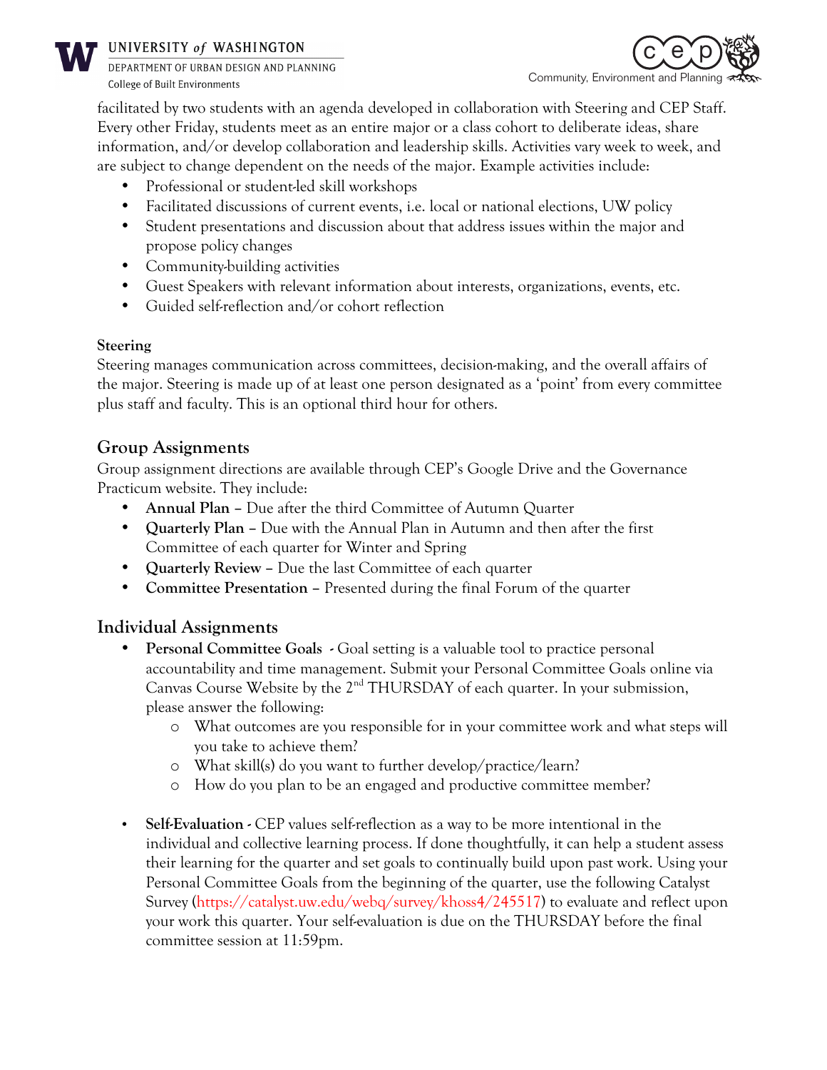facilitated by two students with an agenda developed in collaboration with Steering and CEP Staff. Every other Friday, students meet as an entire major or a class cohort to deliberate ideas, share information, and/or develop collaboration and leadership skills. Activities vary week to week, and are subject to change dependent on the needs of the major. Example activities include:

- Professional or student-led skill workshops
- Facilitated discussions of current events, i.e. local or national elections, UW policy
- Student presentations and discussion about that address issues within the major and propose policy changes
- Community-building activities
- Guest Speakers with relevant information about interests, organizations, events, etc.
- Guided self-reflection and/or cohort reflection

**Steering**

Steering manages communication across committees, decision-making, and the overall affairs of the major. Steering is made up of at least one person designated as a 'point' from every committee plus staff and faculty. This is an optional third hour for others.

## Group Assignments

Group assignment directions are available through CEP's Google Drive and the Governance Practicum website. They include:

- **Annual Plan** – Due after the third Committee of Autumn Quarter
- **Quarterly Plan** – Due with the Annual Plan in Autumn and then after the first Committee of each quarter for Winter and Spring
- **Quarterly Review** – Due the last Committee of each quarter
- **Committee Presentation** – Presented during the final Forum of the quarter

## Individual Assignments

- **Personal Committee Goals** - Goal setting is a valuable tool to practice personal accountability and time management. Submit your Personal Committee Goals online via Canvas Course Website by the 2nd THURSDAY of each quarter. In your submission, please answer the following:
    - What outcomes are you responsible for in your committee work and what steps will you take to achieve them?
    - What skill(s) do you want to further develop/practice/learn?
    - How do you plan to be an engaged and productive committee member?

- **Self-Evaluation** - CEP values self-reflection as a way to be more intentional in the individual and collective learning process. If done thoughtfully, it can help a student assess their learning for the quarter and set goals to continually build upon past work. Using your Personal Committee Goals from the beginning of the quarter, use the following Catalyst Survey (https://catalyst.uw.edu/webq/survey/khoss4/245517) to evaluate and reflect upon your work this quarter. Your self-evaluation is due on the THURSDAY before the final committee session at 11:59pm.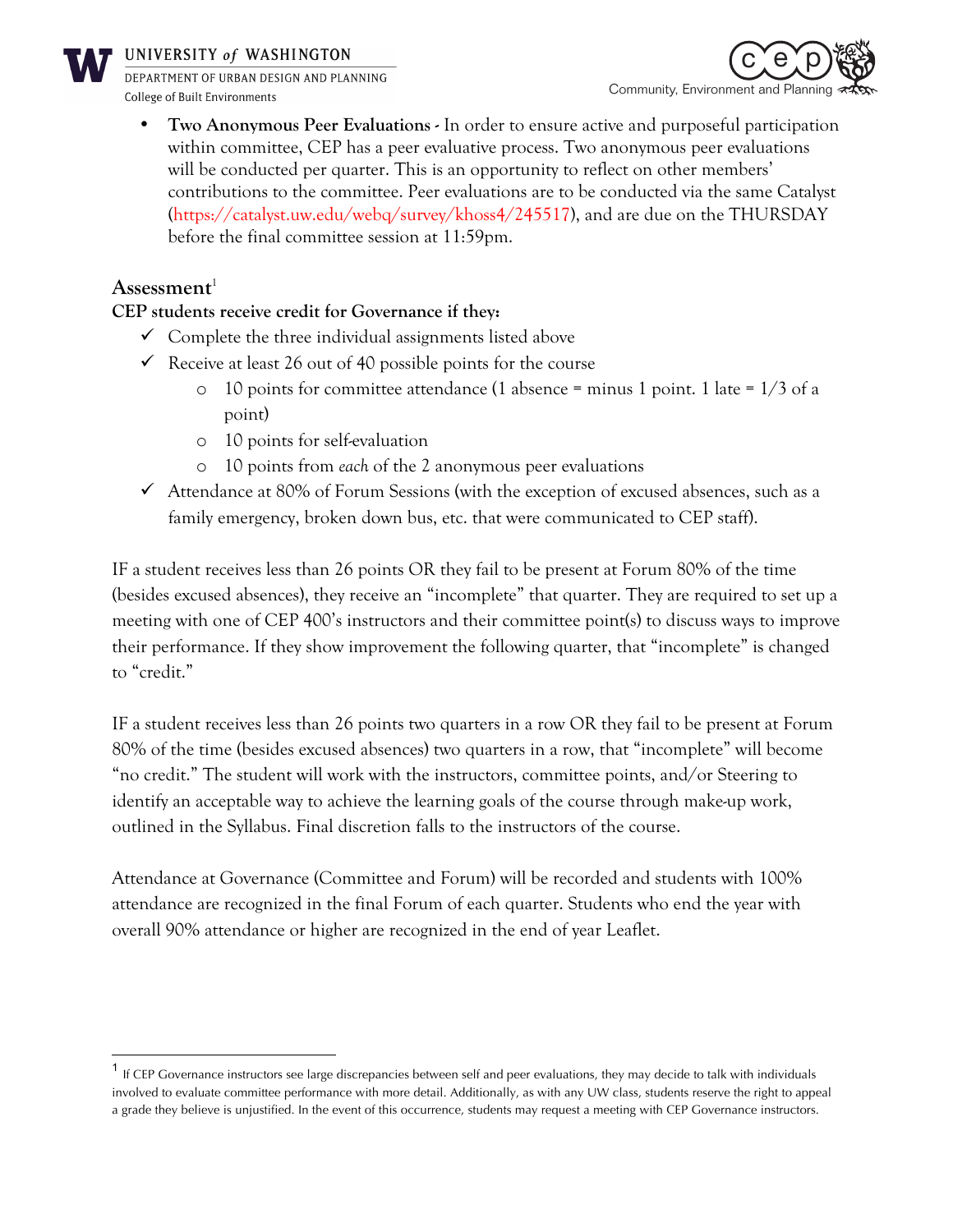- **Two Anonymous Peer Evaluations -** In order to ensure active and purposeful participation within committee, CEP has a peer evaluative process. Two anonymous peer evaluations will be conducted per quarter. This is an opportunity to reflect on other members' contributions to the committee. Peer evaluations are to be conducted via the same Catalyst (https://catalyst.uw.edu/webq/survey/khoss4/245517), and are due on the THURSDAY before the final committee session at 11:59pm.

## Assessment[1]

**CEP students receive credit for Governance if they:**

- ✓ Complete the three individual assignments listed above
- ✓ Receive at least 26 out of 40 possible points for the course
  - 10 points for committee attendance (1 absence = minus 1 point. 1 late = 1/3 of a point)
  - 10 points for self-evaluation
  - 10 points from *each* of the 2 anonymous peer evaluations
- ✓ Attendance at 80% of Forum Sessions (with the exception of excused absences, such as a family emergency, broken down bus, etc. that were communicated to CEP staff).

IF a student receives less than 26 points OR they fail to be present at Forum 80% of the time (besides excused absences), they receive an "incomplete" that quarter. They are required to set up a meeting with one of CEP 400's instructors and their committee point(s) to discuss ways to improve their performance. If they show improvement the following quarter, that "incomplete" is changed to "credit."

IF a student receives less than 26 points two quarters in a row OR they fail to be present at Forum 80% of the time (besides excused absences) two quarters in a row, that "incomplete" will become "no credit." The student will work with the instructors, committee points, and/or Steering to identify an acceptable way to achieve the learning goals of the course through make-up work, outlined in the Syllabus. Final discretion falls to the instructors of the course.

Attendance at Governance (Committee and Forum) will be recorded and students with 100% attendance are recognized in the final Forum of each quarter. Students who end the year with overall 90% attendance or higher are recognized in the end of year Leaflet.

---

[1] If CEP Governance instructors see large discrepancies between self and peer evaluations, they may decide to talk with individuals involved to evaluate committee performance with more detail. Additionally, as with any UW class, students reserve the right to appeal a grade they believe is unjustified. In the event of this occurrence, students may request a meeting with CEP Governance instructors.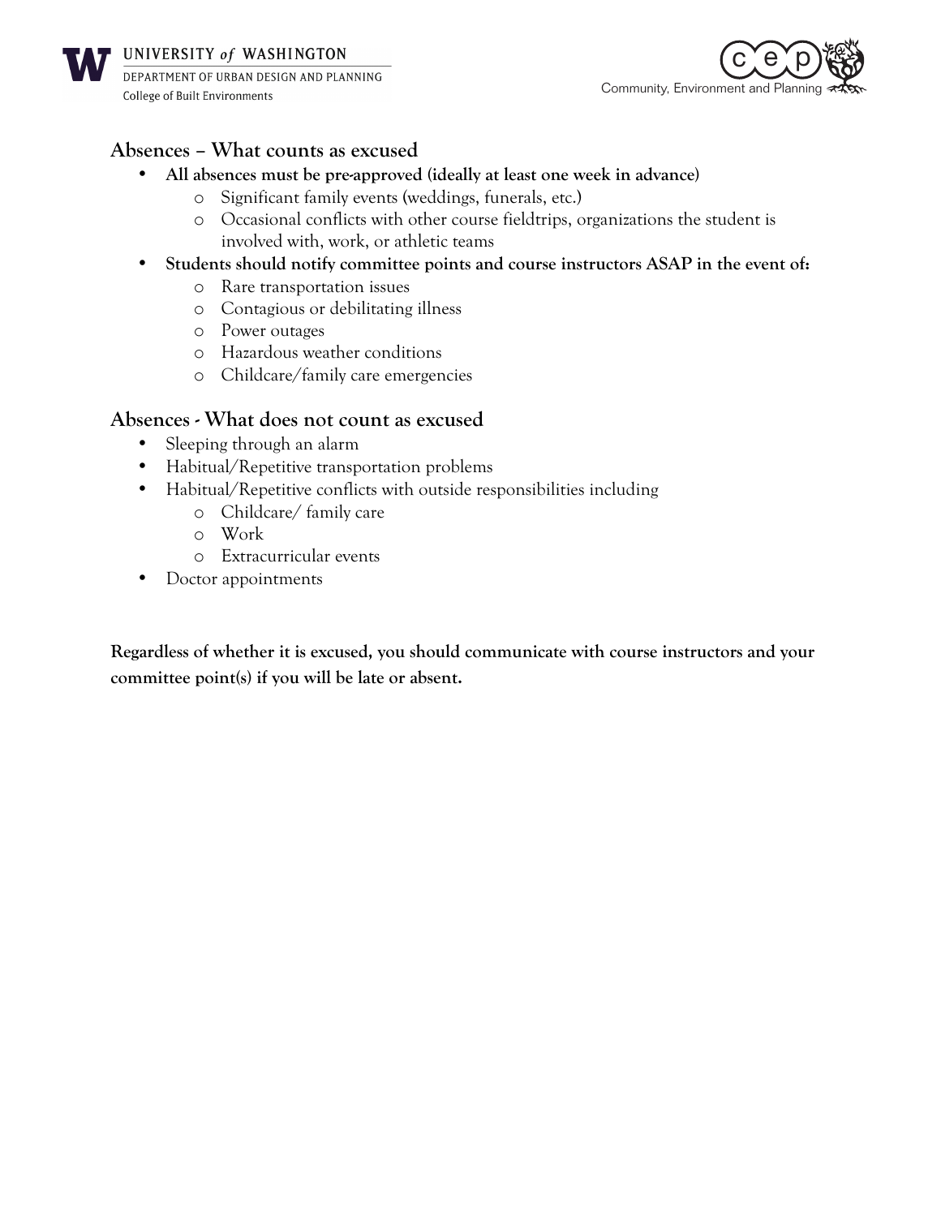## Absences – What counts as excused

- **All absences must be pre-approved (ideally at least one week in advance)**
    - Significant family events (weddings, funerals, etc.)
    - Occasional conflicts with other course fieldtrips, organizations the student is involved with, work, or athletic teams
- **Students should notify committee points and course instructors ASAP in the event of:**
    - Rare transportation issues
    - Contagious or debilitating illness
    - Power outages
    - Hazardous weather conditions
    - Childcare/family care emergencies

## Absences - What does not count as excused

- Sleeping through an alarm
- Habitual/Repetitive transportation problems
- Habitual/Repetitive conflicts with outside responsibilities including
    - Childcare/ family care
    - Work
    - Extracurricular events
- Doctor appointments

**Regardless of whether it is excused, you should communicate with course instructors and your committee point(s) if you will be late or absent.**